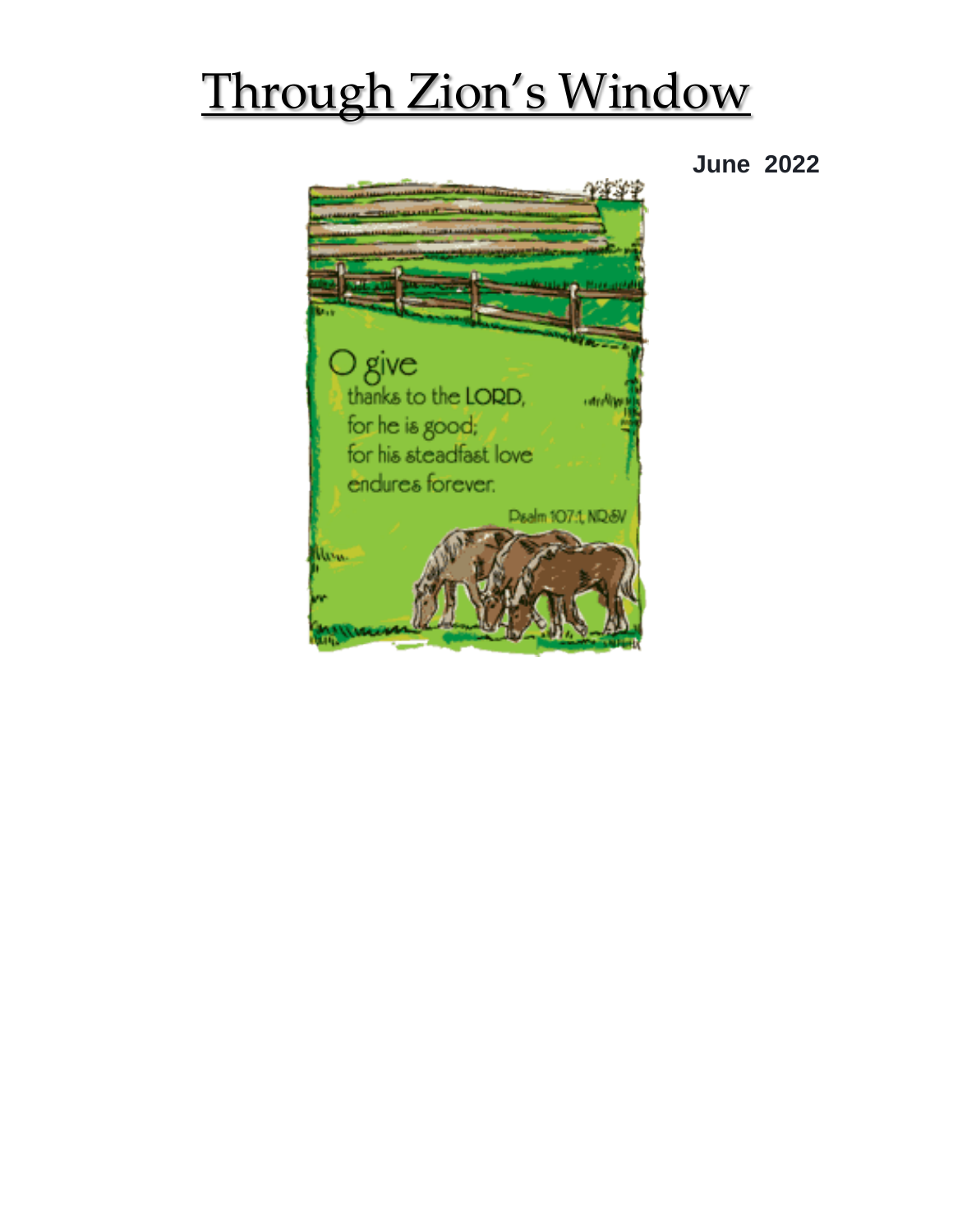# Through Zion's Window

**June 2022**

O give thanks to the LORD, for he is good; for his steadfast love endures forever.

Psalm 107:1, NRSV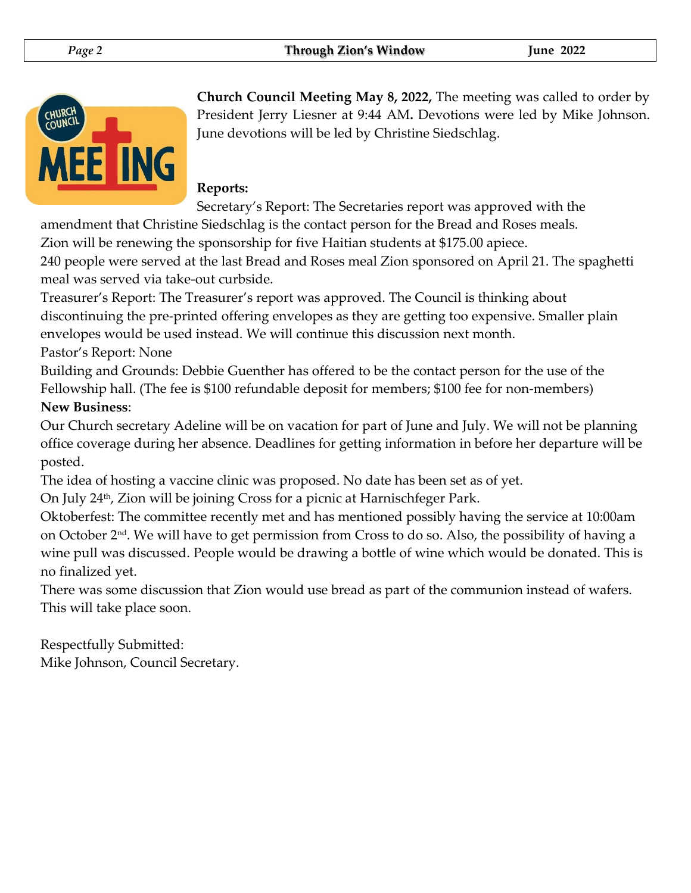**Church Council Meeting May 8, 2022,** The meeting was called to order by President Jerry Liesner at 9:44 AM**.** Devotions were led by Mike Johnson. June devotions will be led by Christine Siedschlag.

**Reports:**

Secretary's Report: The Secretaries report was approved with the amendment that Christine Siedschlag is the contact person for the Bread and Roses meals.
Zion will be renewing the sponsorship for five Haitian students at $175.00 apiece.
240 people were served at the last Bread and Roses meal Zion sponsored on April 21. The spaghetti meal was served via take-out curbside.
Treasurer's Report: The Treasurer's report was approved. The Council is thinking about discontinuing the pre-printed offering envelopes as they are getting too expensive. Smaller plain envelopes would be used instead. We will continue this discussion next month.
Pastor's Report: None
Building and Grounds: Debbie Guenther has offered to be the contact person for the use of the Fellowship hall. (The fee is $100 refundable deposit for members; $100 fee for non-members)

**New Business**:

Our Church secretary Adeline will be on vacation for part of June and July. We will not be planning office coverage during her absence. Deadlines for getting information in before her departure will be posted.
The idea of hosting a vaccine clinic was proposed. No date has been set as of yet.
On July 24th, Zion will be joining Cross for a picnic at Harnischfeger Park.
Oktoberfest: The committee recently met and has mentioned possibly having the service at 10:00am on October 2nd. We will have to get permission from Cross to do so. Also, the possibility of having a wine pull was discussed. People would be drawing a bottle of wine which would be donated. This is no finalized yet.
There was some discussion that Zion would use bread as part of the communion instead of wafers. This will take place soon.

Respectfully Submitted:
Mike Johnson, Council Secretary.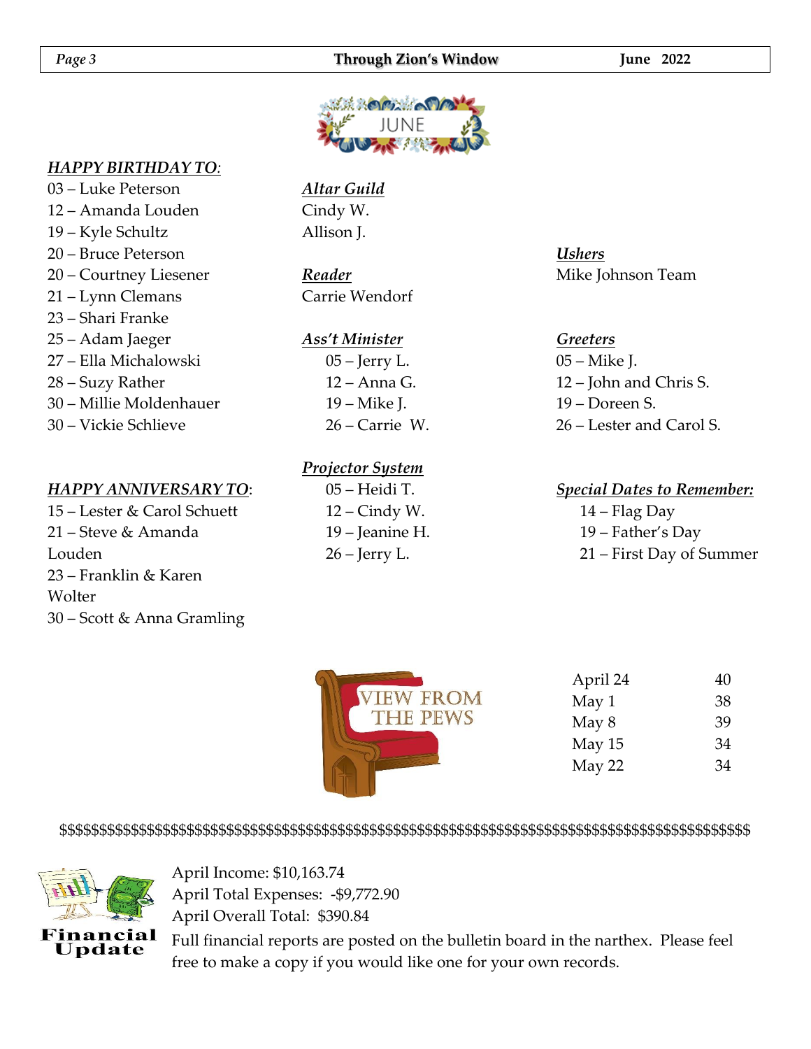JUNE

***HAPPY BIRTHDAY TO***:

03 – Luke Peterson
12 – Amanda Louden
19 – Kyle Schultz
20 – Bruce Peterson
20 – Courtney Liesener
21 – Lynn Clemans
23 – Shari Franke
25 – Adam Jaeger
27 – Ella Michalowski
28 – Suzy Rather
30 – Millie Moldenhauer
30 – Vickie Schlieve

***HAPPY ANNIVERSARY TO***:

15 – Lester & Carol Schuett
21 – Steve & Amanda Louden
23 – Franklin & Karen Wolter
30 – Scott & Anna Gramling

***Altar Guild***

Cindy W.
Allison J.

***Reader***

Carrie Wendorf

***Ass't Minister***

05 – Jerry L.
12 – Anna G.
19 – Mike J.
26 – Carrie W.

***Projector System***

05 – Heidi T.
12 – Cindy W.
19 – Jeanine H.
26 – Jerry L.

***Ushers***

Mike Johnson Team

***Greeters***

05 – Mike J.
12 – John and Chris S.
19 – Doreen S.
26 – Lester and Carol S.

***Special Dates to Remember:***

14 – Flag Day
19 – Father's Day
21 – First Day of Summer

VIEW FROM THE PEWS

| | |
|---|---|
| April 24 | 40 |
| May 1 | 38 |
| May 8 | 39 |
| May 15 | 34 |
| May 22 | 34 |

$$$$$$$$$$$$$$$$$$$$$$$$$$$$$$$$$$$$$$$$$$$$$$$$$$$$$$$$$$$$$$$$$$$$$$$$$$$$$$$$$$$$$$$$$$$$$$

**Financial Update**

April Income: $10,163.74
April Total Expenses: -$9,772.90
April Overall Total: $390.84
Full financial reports are posted on the bulletin board in the narthex. Please feel free to make a copy if you would like one for your own records.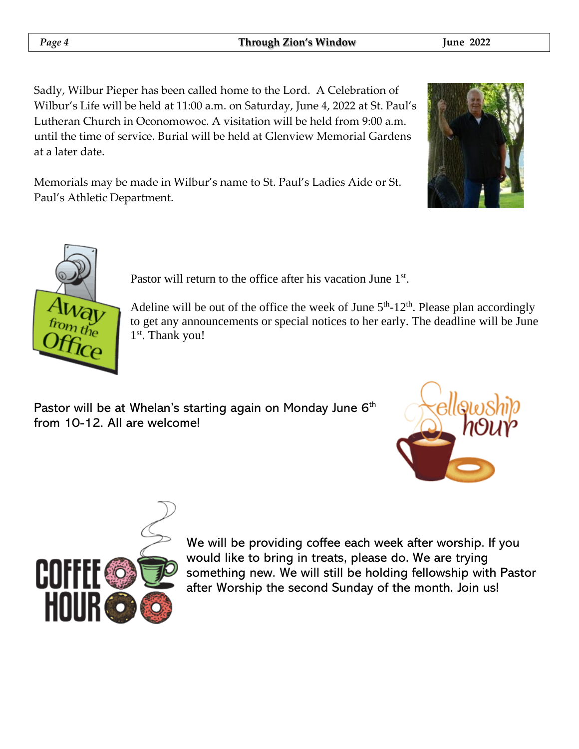Sadly, Wilbur Pieper has been called home to the Lord. A Celebration of Wilbur's Life will be held at 11:00 a.m. on Saturday, June 4, 2022 at St. Paul's Lutheran Church in Oconomowoc. A visitation will be held from 9:00 a.m. until the time of service. Burial will be held at Glenview Memorial Gardens at a later date.

Memorials may be made in Wilbur's name to St. Paul's Ladies Aide or St. Paul's Athletic Department.

Pastor will return to the office after his vacation June 1st.

Adeline will be out of the office the week of June 5th-12th. Please plan accordingly to get any announcements or special notices to her early. The deadline will be June 1st. Thank you!

Pastor will be at Whelan's starting again on Monday June 6th from 10-12. All are welcome!

We will be providing coffee each week after worship. If you would like to bring in treats, please do. We are trying something new. We will still be holding fellowship with Pastor after Worship the second Sunday of the month. Join us!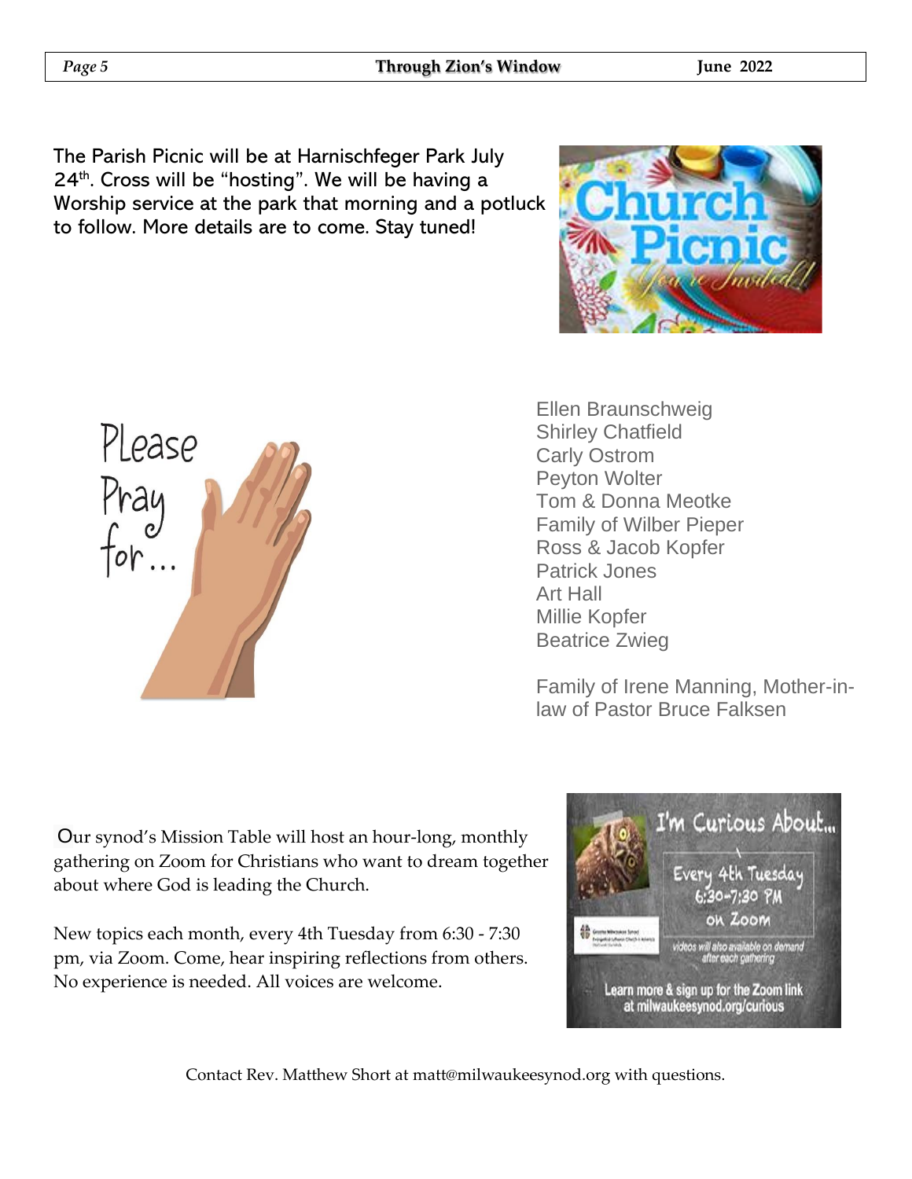The Parish Picnic will be at Harnischfeger Park July 24th. Cross will be "hosting". We will be having a Worship service at the park that morning and a potluck to follow. More details are to come. Stay tuned!

Please Pray for…

Ellen Braunschweig
Shirley Chatfield
Carly Ostrom
Peyton Wolter
Tom & Donna Meotke
Family of Wilber Pieper
Ross & Jacob Kopfer
Patrick Jones
Art Hall
Millie Kopfer
Beatrice Zwieg

Family of Irene Manning, Mother-in-law of Pastor Bruce Falksen

Our synod's Mission Table will host an hour-long, monthly gathering on Zoom for Christians who want to dream together about where God is leading the Church.

New topics each month, every 4th Tuesday from 6:30 - 7:30 pm, via Zoom. Come, hear inspiring reflections from others. No experience is needed. All voices are welcome.

Contact Rev. Matthew Short at matt@milwaukeesynod.org with questions.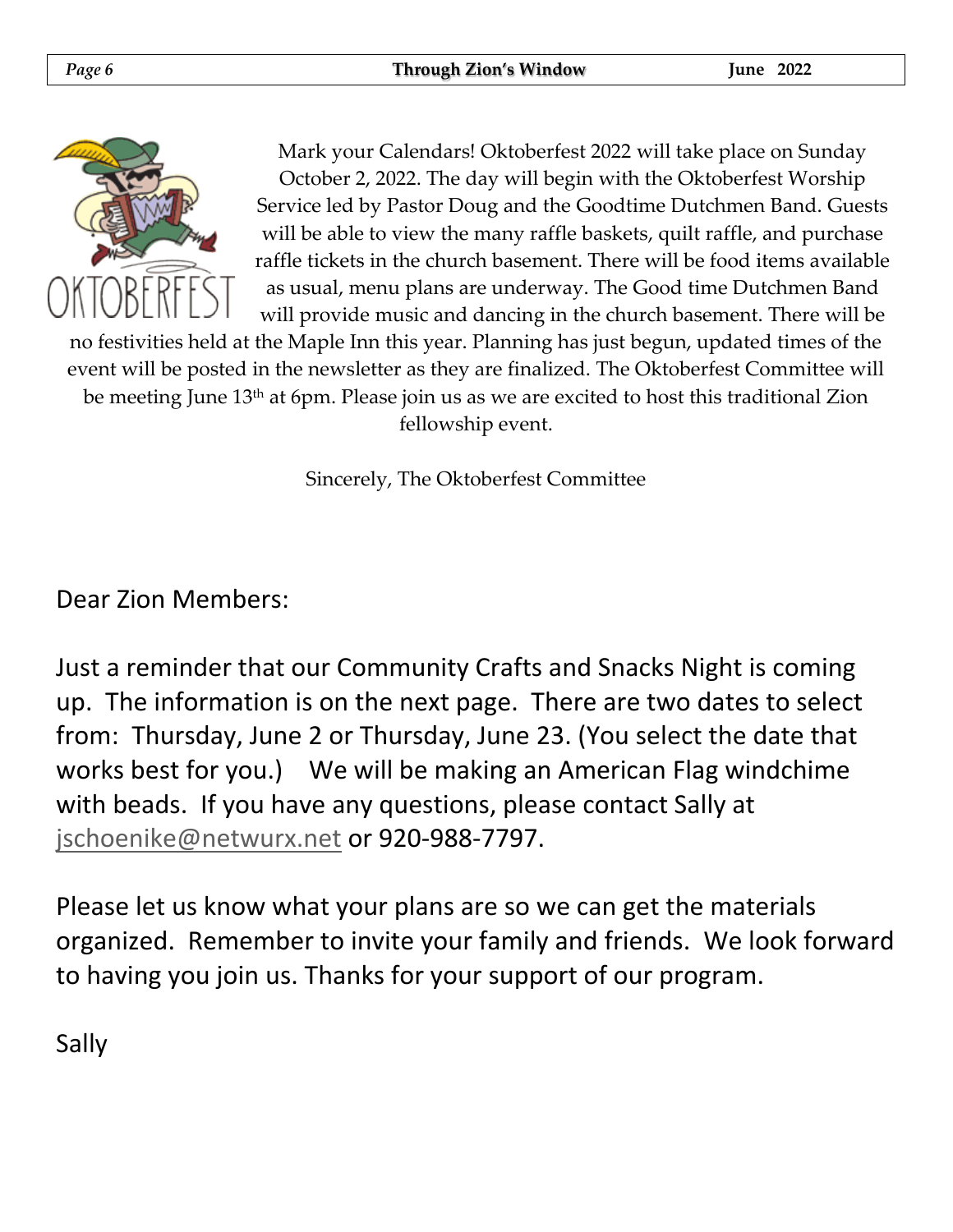OKTOBERFEST

Mark your Calendars! Oktoberfest 2022 will take place on Sunday October 2, 2022. The day will begin with the Oktoberfest Worship Service led by Pastor Doug and the Goodtime Dutchmen Band. Guests will be able to view the many raffle baskets, quilt raffle, and purchase raffle tickets in the church basement. There will be food items available as usual, menu plans are underway. The Good time Dutchmen Band will provide music and dancing in the church basement. There will be no festivities held at the Maple Inn this year. Planning has just begun, updated times of the event will be posted in the newsletter as they are finalized. The Oktoberfest Committee will be meeting June 13th at 6pm. Please join us as we are excited to host this traditional Zion fellowship event.

Sincerely, The Oktoberfest Committee

Dear Zion Members:

Just a reminder that our Community Crafts and Snacks Night is coming up. The information is on the next page. There are two dates to select from: Thursday, June 2 or Thursday, June 23. (You select the date that works best for you.) We will be making an American Flag windchime with beads. If you have any questions, please contact Sally at jschoenike@netwurx.net or 920-988-7797.

Please let us know what your plans are so we can get the materials organized. Remember to invite your family and friends. We look forward to having you join us. Thanks for your support of our program.

Sally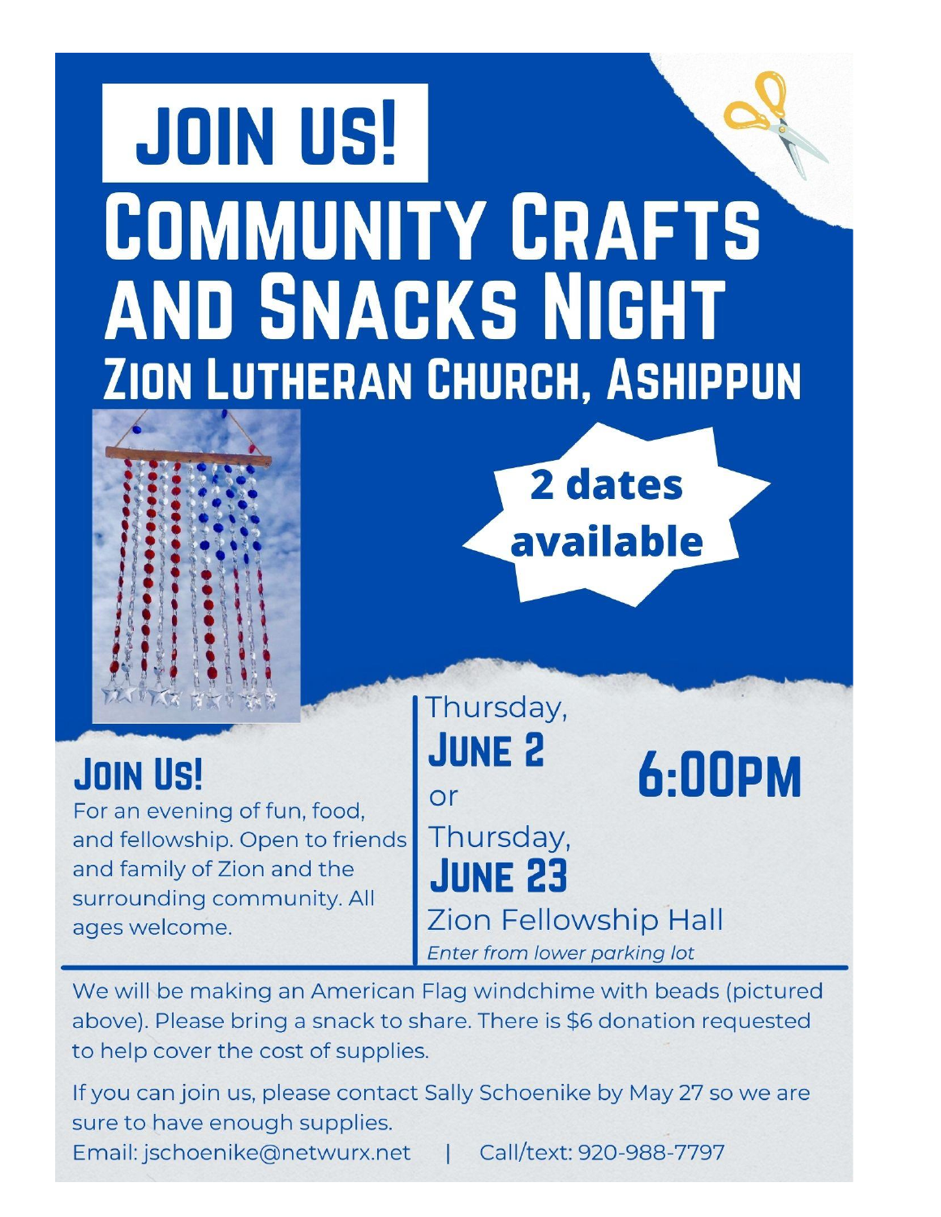# JOIN US!

# COMMUNITY CRAFTS AND SNACKS NIGHT

## ZION LUTHERAN CHURCH, ASHIPPUN

**2 dates available**

## JOIN US!

For an evening of fun, food, and fellowship. Open to friends and family of Zion and the surrounding community. All ages welcome.

Thursday,
**JUNE 2**
or
Thursday,
**JUNE 23**

**6:00PM**

Zion Fellowship Hall
*Enter from lower parking lot*

We will be making an American Flag windchime with beads (pictured above). Please bring a snack to share. There is $6 donation requested to help cover the cost of supplies.

If you can join us, please contact Sally Schoenike by May 27 so we are sure to have enough supplies.

Email: jschoenike@netwurx.net | Call/text: 920-988-7797